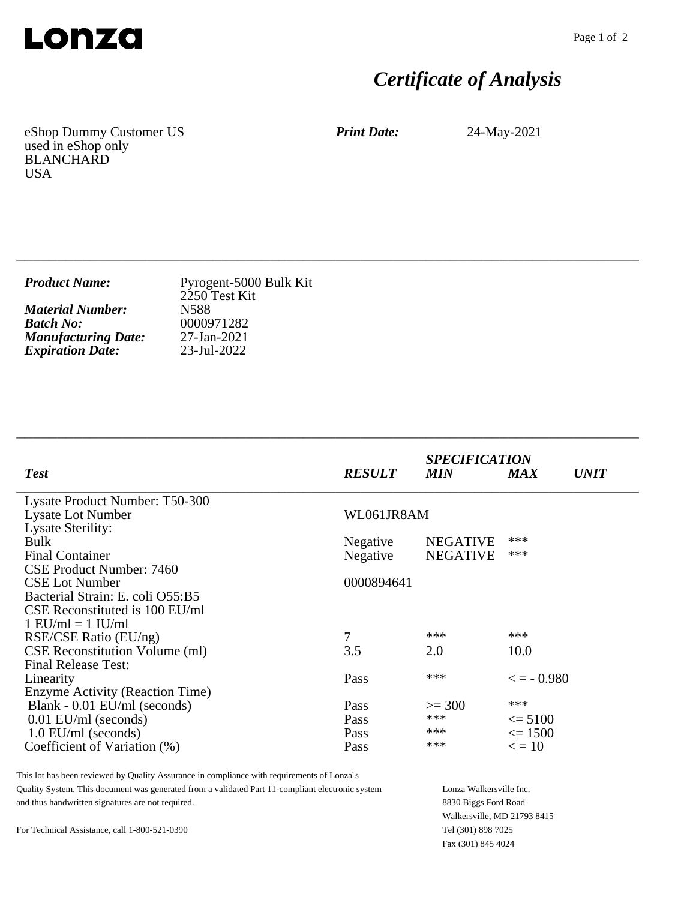# Lonza

## *Certificate of Analysis*

eShop Dummy Customer US
used in eShop only
BLANCHARD
USA

***Print Date:*** 24-May-2021

---

***Product Name:*** Pyrogent-5000 Bulk Kit
2250 Test Kit
***Material Number:*** N588
***Batch No:*** 0000971282
***Manufacturing Date:*** 27-Jan-2021
***Expiration Date:*** 23-Jul-2022

---

| ***Test*** | ***RESULT*** | ***SPECIFICATION MIN*** | ***MAX*** | ***UNIT*** |
|---|---|---|---|---|
| Lysate Product Number: T50-300 | | | | |
| Lysate Lot Number | WL061JR8AM | | | |
| Lysate Sterility: | | | | |
| Bulk | Negative | NEGATIVE | *** | |
| Final Container | Negative | NEGATIVE | *** | |
| CSE Product Number: 7460 | | | | |
| CSE Lot Number | 0000894641 | | | |
| Bacterial Strain: E. coli O55:B5 | | | | |
| CSE Reconstituted is 100 EU/ml | | | | |
| 1 EU/ml = 1 IU/ml | | | | |
| RSE/CSE Ratio (EU/ng) | 7 | *** | *** | |
| CSE Reconstitution Volume (ml) | 3.5 | 2.0 | 10.0 | |
| Final Release Test: | | | | |
| Linearity | Pass | *** | < = - 0.980 | |
| Enzyme Activity (Reaction Time) | | | | |
| Blank - 0.01 EU/ml (seconds) | Pass | >= 300 | *** | |
| 0.01 EU/ml (seconds) | Pass | *** | <= 5100 | |
| 1.0 EU/ml (seconds) | Pass | *** | <= 1500 | |
| Coefficient of Variation (%) | Pass | *** | < = 10 | |

This lot has been reviewed by Quality Assurance in compliance with requirements of Lonza's Quality System. This document was generated from a validated Part 11-compliant electronic system and thus handwritten signatures are not required.

For Technical Assistance, call 1-800-521-0390

Lonza Walkersville Inc.
8830 Biggs Ford Road
Walkersville, MD 21793 8415
Tel (301) 898 7025
Fax (301) 845 4024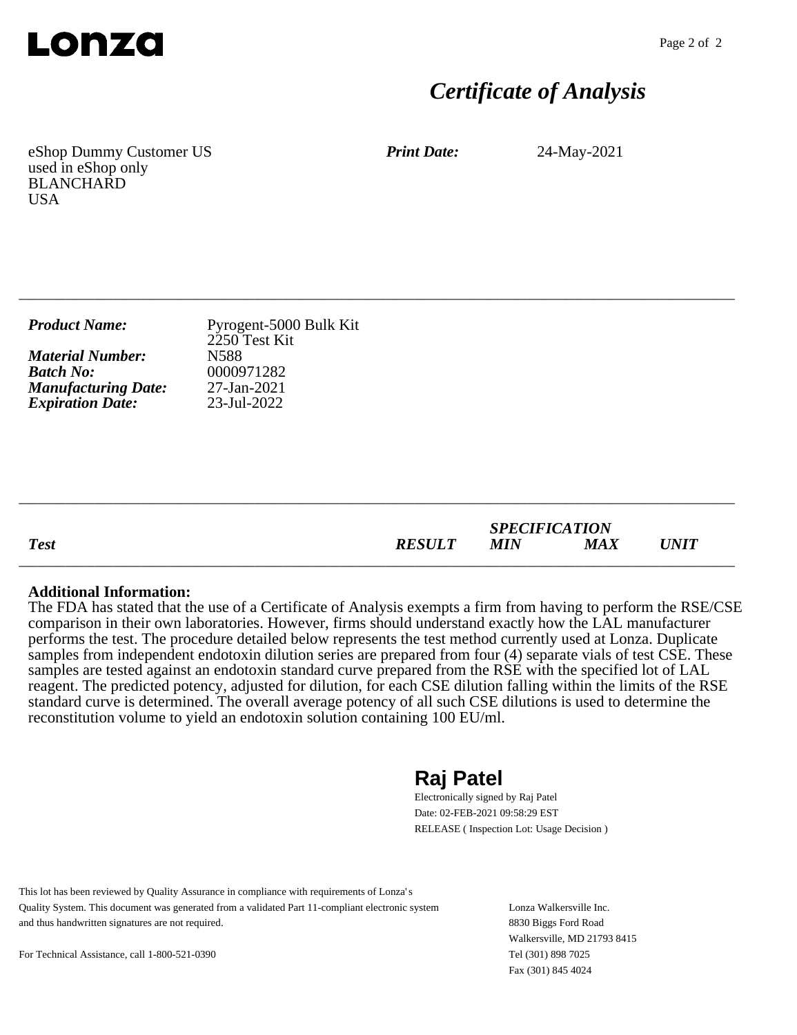**LONZA**

# *Certificate of Analysis*

eShop Dummy Customer US
used in eShop only
BLANCHARD
USA

***Print Date:*** 24-May-2021

---

| | |
|---|---|
| ***Product Name:*** | Pyrogent-5000 Bulk Kit<br>2250 Test Kit |
| ***Material Number:*** | N588 |
| ***Batch No:*** | 0000971282 |
| ***Manufacturing Date:*** | 27-Jan-2021 |
| ***Expiration Date:*** | 23-Jul-2022 |

---

| *Test* | *RESULT* | *SPECIFICATION* *MIN* | *MAX* | *UNIT* |
|---|---|---|---|---|

---

**Additional Information:**
The FDA has stated that the use of a Certificate of Analysis exempts a firm from having to perform the RSE/CSE comparison in their own laboratories. However, firms should understand exactly how the LAL manufacturer performs the test. The procedure detailed below represents the test method currently used at Lonza. Duplicate samples from independent endotoxin dilution series are prepared from four (4) separate vials of test CSE. These samples are tested against an endotoxin standard curve prepared from the RSE with the specified lot of LAL reagent. The predicted potency, adjusted for dilution, for each CSE dilution falling within the limits of the RSE standard curve is determined. The overall average potency of all such CSE dilutions is used to determine the reconstitution volume to yield an endotoxin solution containing 100 EU/ml.

**Raj Patel**
Electronically signed by Raj Patel
Date: 02-FEB-2021 09:58:29 EST
RELEASE ( Inspection Lot: Usage Decision )

This lot has been reviewed by Quality Assurance in compliance with requirements of Lonza's Quality System. This document was generated from a validated Part 11-compliant electronic system and thus handwritten signatures are not required.

For Technical Assistance, call 1-800-521-0390

Lonza Walkersville Inc.
8830 Biggs Ford Road
Walkersville, MD 21793 8415
Tel (301) 898 7025
Fax (301) 845 4024